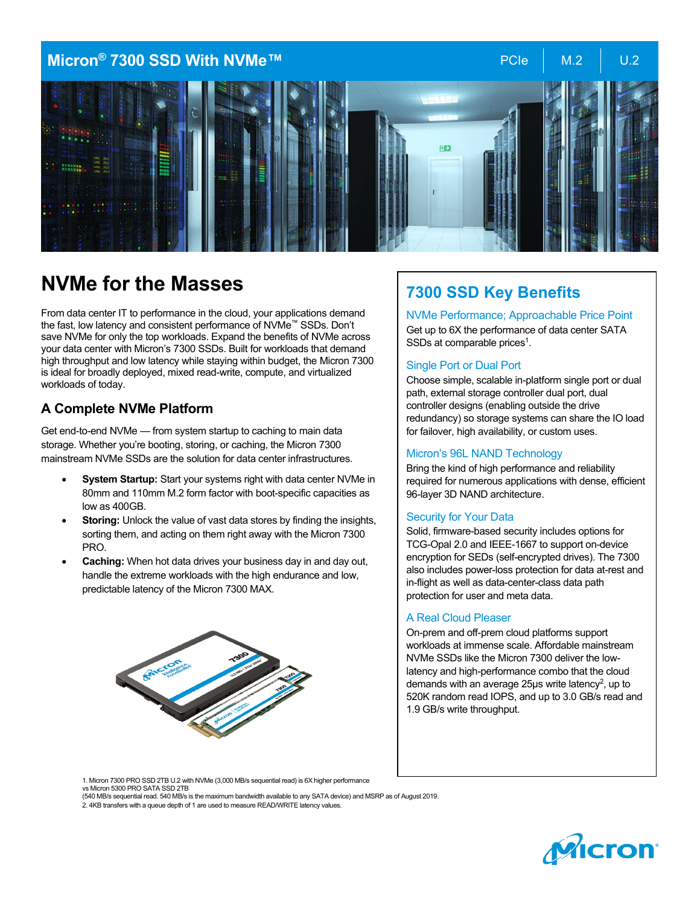# Micron® 7300 SSD With NVMe™

PCIe | M.2 | U.2

## NVMe for the Masses

From data center IT to performance in the cloud, your applications demand the fast, low latency and consistent performance of NVMe™ SSDs. Don't save NVMe for only the top workloads. Expand the benefits of NVMe across your data center with Micron's 7300 SSDs. Built for workloads that demand high throughput and low latency while staying within budget, the Micron 7300 is ideal for broadly deployed, mixed read-write, compute, and virtualized workloads of today.

### A Complete NVMe Platform

Get end-to-end NVMe — from system startup to caching to main data storage. Whether you're booting, storing, or caching, the Micron 7300 mainstream NVMe SSDs are the solution for data center infrastructures.

- **System Startup:** Start your systems right with data center NVMe in 80mm and 110mm M.2 form factor with boot-specific capacities as low as 400GB.
- **Storing:** Unlock the value of vast data stores by finding the insights, sorting them, and acting on them right away with the Micron 7300 PRO.
- **Caching:** When hot data drives your business day in and day out, handle the extreme workloads with the high endurance and low, predictable latency of the Micron 7300 MAX.

## 7300 SSD Key Benefits

### NVMe Performance; Approachable Price Point

Get up to 6X the performance of data center SATA SSDs at comparable prices[1].

### Single Port or Dual Port

Choose simple, scalable in-platform single port or dual path, external storage controller dual port, dual controller designs (enabling outside the drive redundancy) so storage systems can share the IO load for failover, high availability, or custom uses.

### Micron's 96L NAND Technology

Bring the kind of high performance and reliability required for numerous applications with dense, efficient 96-layer 3D NAND architecture.

### Security for Your Data

Solid, firmware-based security includes options for TCG-Opal 2.0 and IEEE-1667 to support on-device encryption for SEDs (self-encrypted drives). The 7300 also includes power-loss protection for data at-rest and in-flight as well as data-center-class data path protection for user and meta data.

### A Real Cloud Pleaser

On-prem and off-prem cloud platforms support workloads at immense scale. Affordable mainstream NVMe SSDs like the Micron 7300 deliver the low-latency and high-performance combo that the cloud demands with an average 25µs write latency[2], up to 520K random read IOPS, and up to 3.0 GB/s read and 1.9 GB/s write throughput.

1. Micron 7300 PRO SSD 2TB U.2 with NVMe (3,000 MB/s sequential read) is 6X higher performance vs Micron 5300 PRO SATA SSD 2TB (540 MB/s sequential read. 540 MB/s is the maximum bandwidth available to any SATA device) and MSRP as of August 2019.
2. 4KB transfers with a queue depth of 1 are used to measure READ/WRITE latency values.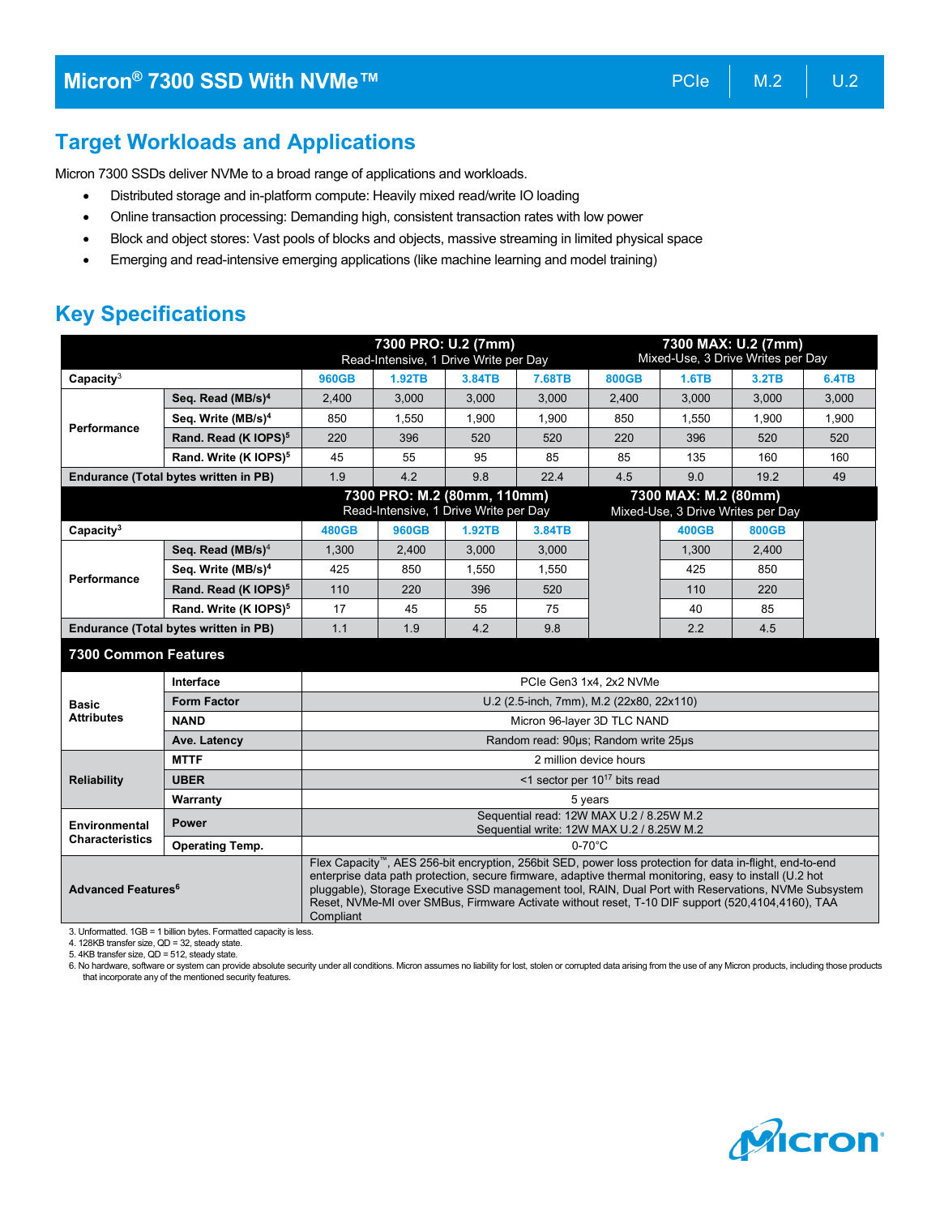# Micron® 7300 SSD With NVMe™

PCIe | M.2 | U.2

## Target Workloads and Applications

Micron 7300 SSDs deliver NVMe to a broad range of applications and workloads.

- Distributed storage and in-platform compute: Heavily mixed read/write IO loading
- Online transaction processing: Demanding high, consistent transaction rates with low power
- Block and object stores: Vast pools of blocks and objects, massive streaming in limited physical space
- Emerging and read-intensive emerging applications (like machine learning and model training)

## Key Specifications

| | | 7300 PRO: U.2 (7mm) Read-Intensive, 1 Drive Write per Day | | | | 7300 MAX: U.2 (7mm) Mixed-Use, 3 Drive Writes per Day | | | |
|---|---|---|---|---|---|---|---|---|---|
| Capacity[3] | | 960GB | 1.92TB | 3.84TB | 7.68TB | 800GB | 1.6TB | 3.2TB | 6.4TB |
| Performance | Seq. Read (MB/s)[4] | 2,400 | 3,000 | 3,000 | 3,000 | 2,400 | 3,000 | 3,000 | 3,000 |
| | Seq. Write (MB/s)[4] | 850 | 1,550 | 1,900 | 1,900 | 850 | 1,550 | 1,900 | 1,900 |
| | Rand. Read (K IOPS)[5] | 220 | 396 | 520 | 520 | 220 | 396 | 520 | 520 |
| | Rand. Write (K IOPS)[5] | 45 | 55 | 95 | 85 | 85 | 135 | 160 | 160 |
| Endurance (Total bytes written in PB) | | 1.9 | 4.2 | 9.8 | 22.4 | 4.5 | 9.0 | 19.2 | 49 |
| | | 7300 PRO: M.2 (80mm, 110mm) Read-Intensive, 1 Drive Write per Day | | | | 7300 MAX: M.2 (80mm) Mixed-Use, 3 Drive Writes per Day | | | |
| Capacity[3] | | 480GB | 960GB | 1.92TB | 3.84TB | | 400GB | 800GB | |
| Performance | Seq. Read (MB/s)[4] | 1,300 | 2,400 | 3,000 | 3,000 | | 1,300 | 2,400 | |
| | Seq. Write (MB/s)[4] | 425 | 850 | 1,550 | 1,550 | | 425 | 850 | |
| | Rand. Read (K IOPS)[5] | 110 | 220 | 396 | 520 | | 110 | 220 | |
| | Rand. Write (K IOPS)[5] | 17 | 45 | 55 | 75 | | 40 | 85 | |
| Endurance (Total bytes written in PB) | | 1.1 | 1.9 | 4.2 | 9.8 | | 2.2 | 4.5 | |

| 7300 Common Features | | |
|---|---|---|
| Basic Attributes | Interface | PCIe Gen3 1x4, 2x2 NVMe |
| | Form Factor | U.2 (2.5-inch, 7mm), M.2 (22x80, 22x110) |
| | NAND | Micron 96-layer 3D TLC NAND |
| | Ave. Latency | Random read: 90µs; Random write 25µs |
| Reliability | MTTF | 2 million device hours |
| | UBER | <1 sector per $10^{17}$ bits read |
| | Warranty | 5 years |
| Environmental Characteristics | Power | Sequential read: 12W MAX U.2 / 8.25W M.2<br>Sequential write: 12W MAX U.2 / 8.25W M.2 |
| | Operating Temp. | 0-70°C |
| Advanced Features[6] | | Flex Capacity™, AES 256-bit encryption, 256bit SED, power loss protection for data in-flight, end-to-end enterprise data path protection, secure firmware, adaptive thermal monitoring, easy to install (U.2 hot pluggable), Storage Executive SSD management tool, RAIN, Dual Port with Reservations, NVMe Subsystem Reset, NVMe-MI over SMBus, Firmware Activate without reset, T-10 DIF support (520,4104,4160), TAA Compliant |

3. Unformatted. 1GB = 1 billion bytes. Formatted capacity is less.
4. 128KB transfer size, QD = 32, steady state.
5. 4KB transfer size, QD = 512, steady state.
6. No hardware, software or system can provide absolute security under all conditions. Micron assumes no liability for lost, stolen or corrupted data arising from the use of any Micron products, including those products that incorporate any of the mentioned security features.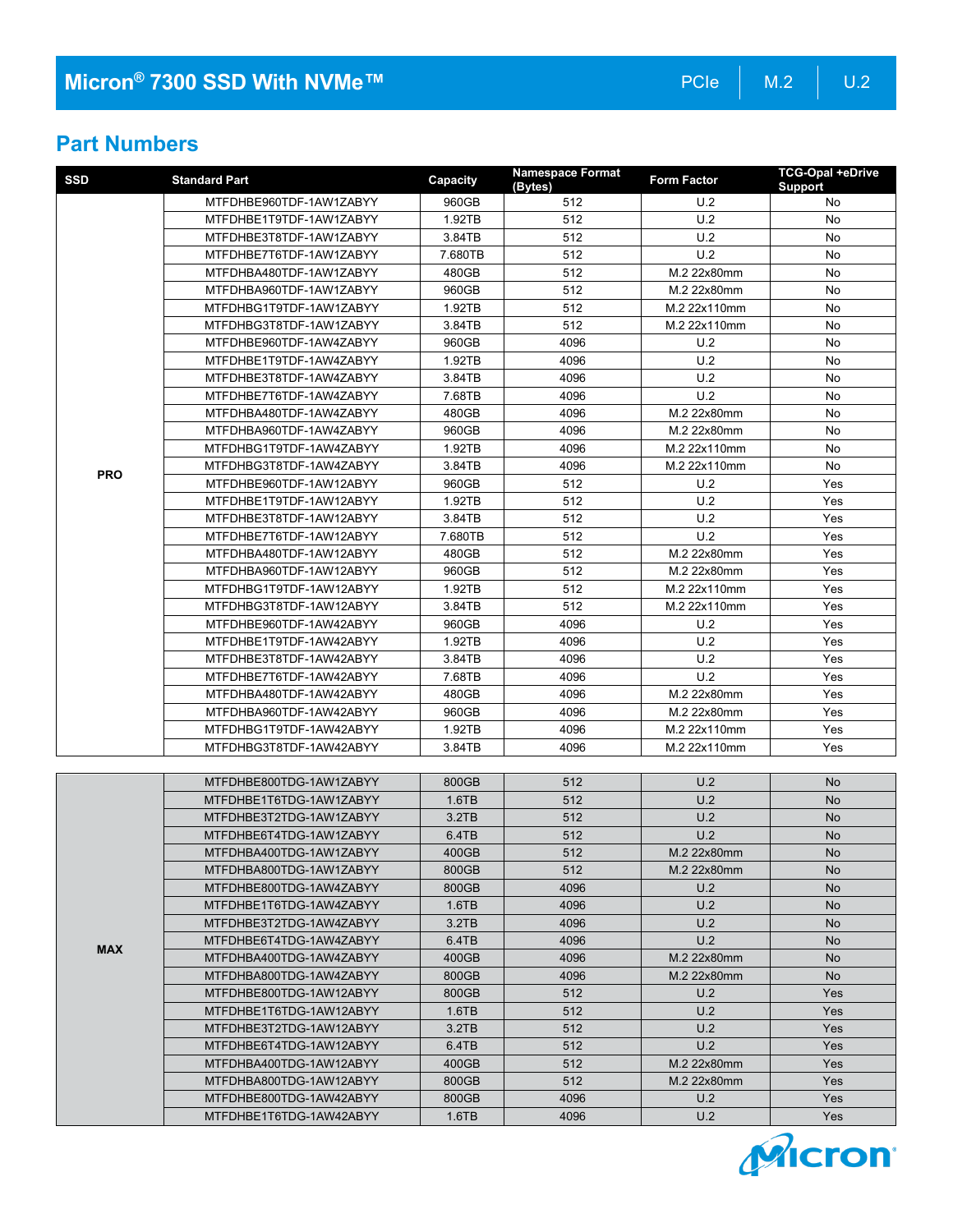## Part Numbers

| SSD | Standard Part | Capacity | Namespace Format (Bytes) | Form Factor | TCG-Opal +eDrive Support |
|---|---|---|---|---|---|
| PRO | MTFDHBE960TDF-1AW1ZABYY | 960GB | 512 | U.2 | No |
| | MTFDHBE1T9TDF-1AW1ZABYY | 1.92TB | 512 | U.2 | No |
| | MTFDHBE3T8TDF-1AW1ZABYY | 3.84TB | 512 | U.2 | No |
| | MTFDHBE7T6TDF-1AW1ZABYY | 7.680TB | 512 | U.2 | No |
| | MTFDHBA480TDF-1AW1ZABYY | 480GB | 512 | M.2 22x80mm | No |
| | MTFDHBA960TDF-1AW1ZABYY | 960GB | 512 | M.2 22x80mm | No |
| | MTFDHBG1T9TDF-1AW1ZABYY | 1.92TB | 512 | M.2 22x110mm | No |
| | MTFDHBG3T8TDF-1AW1ZABYY | 3.84TB | 512 | M.2 22x110mm | No |
| | MTFDHBE960TDF-1AW4ZABYY | 960GB | 4096 | U.2 | No |
| | MTFDHBE1T9TDF-1AW4ZABYY | 1.92TB | 4096 | U.2 | No |
| | MTFDHBE3T8TDF-1AW4ZABYY | 3.84TB | 4096 | U.2 | No |
| | MTFDHBE7T6TDF-1AW4ZABYY | 7.68TB | 4096 | U.2 | No |
| | MTFDHBA480TDF-1AW4ZABYY | 480GB | 4096 | M.2 22x80mm | No |
| | MTFDHBA960TDF-1AW4ZABYY | 960GB | 4096 | M.2 22x80mm | No |
| | MTFDHBG1T9TDF-1AW4ZABYY | 1.92TB | 4096 | M.2 22x110mm | No |
| | MTFDHBG3T8TDF-1AW4ZABYY | 3.84TB | 4096 | M.2 22x110mm | No |
| | MTFDHBE960TDF-1AW12ABYY | 960GB | 512 | U.2 | Yes |
| | MTFDHBE1T9TDF-1AW12ABYY | 1.92TB | 512 | U.2 | Yes |
| | MTFDHBE3T8TDF-1AW12ABYY | 3.84TB | 512 | U.2 | Yes |
| | MTFDHBE7T6TDF-1AW12ABYY | 7.680TB | 512 | U.2 | Yes |
| | MTFDHBA480TDF-1AW12ABYY | 480GB | 512 | M.2 22x80mm | Yes |
| | MTFDHBA960TDF-1AW12ABYY | 960GB | 512 | M.2 22x80mm | Yes |
| | MTFDHBG1T9TDF-1AW12ABYY | 1.92TB | 512 | M.2 22x110mm | Yes |
| | MTFDHBG3T8TDF-1AW12ABYY | 3.84TB | 512 | M.2 22x110mm | Yes |
| | MTFDHBE960TDF-1AW42ABYY | 960GB | 4096 | U.2 | Yes |
| | MTFDHBE1T9TDF-1AW42ABYY | 1.92TB | 4096 | U.2 | Yes |
| | MTFDHBE3T8TDF-1AW42ABYY | 3.84TB | 4096 | U.2 | Yes |
| | MTFDHBE7T6TDF-1AW42ABYY | 7.68TB | 4096 | U.2 | Yes |
| | MTFDHBA480TDF-1AW42ABYY | 480GB | 4096 | M.2 22x80mm | Yes |
| | MTFDHBA960TDF-1AW42ABYY | 960GB | 4096 | M.2 22x80mm | Yes |
| | MTFDHBG1T9TDF-1AW42ABYY | 1.92TB | 4096 | M.2 22x110mm | Yes |
| | MTFDHBG3T8TDF-1AW42ABYY | 3.84TB | 4096 | M.2 22x110mm | Yes |
| MAX | MTFDHBE800TDG-1AW1ZABYY | 800GB | 512 | U.2 | No |
| | MTFDHBE1T6TDG-1AW1ZABYY | 1.6TB | 512 | U.2 | No |
| | MTFDHBE3T2TDG-1AW1ZABYY | 3.2TB | 512 | U.2 | No |
| | MTFDHBE6T4TDG-1AW1ZABYY | 6.4TB | 512 | U.2 | No |
| | MTFDHBA400TDG-1AW1ZABYY | 400GB | 512 | M.2 22x80mm | No |
| | MTFDHBA800TDG-1AW1ZABYY | 800GB | 512 | M.2 22x80mm | No |
| | MTFDHBE800TDG-1AW4ZABYY | 800GB | 4096 | U.2 | No |
| | MTFDHBE1T6TDG-1AW4ZABYY | 1.6TB | 4096 | U.2 | No |
| | MTFDHBE3T2TDG-1AW4ZABYY | 3.2TB | 4096 | U.2 | No |
| | MTFDHBE6T4TDG-1AW4ZABYY | 6.4TB | 4096 | U.2 | No |
| | MTFDHBA400TDG-1AW4ZABYY | 400GB | 4096 | M.2 22x80mm | No |
| | MTFDHBA800TDG-1AW4ZABYY | 800GB | 4096 | M.2 22x80mm | No |
| | MTFDHBE800TDG-1AW12ABYY | 800GB | 512 | U.2 | Yes |
| | MTFDHBE1T6TDG-1AW12ABYY | 1.6TB | 512 | U.2 | Yes |
| | MTFDHBE3T2TDG-1AW12ABYY | 3.2TB | 512 | U.2 | Yes |
| | MTFDHBE6T4TDG-1AW12ABYY | 6.4TB | 512 | U.2 | Yes |
| | MTFDHBA400TDG-1AW12ABYY | 400GB | 512 | M.2 22x80mm | Yes |
| | MTFDHBA800TDG-1AW12ABYY | 800GB | 512 | M.2 22x80mm | Yes |
| | MTFDHBE800TDG-1AW42ABYY | 800GB | 4096 | U.2 | Yes |
| | MTFDHBE1T6TDG-1AW42ABYY | 1.6TB | 4096 | U.2 | Yes |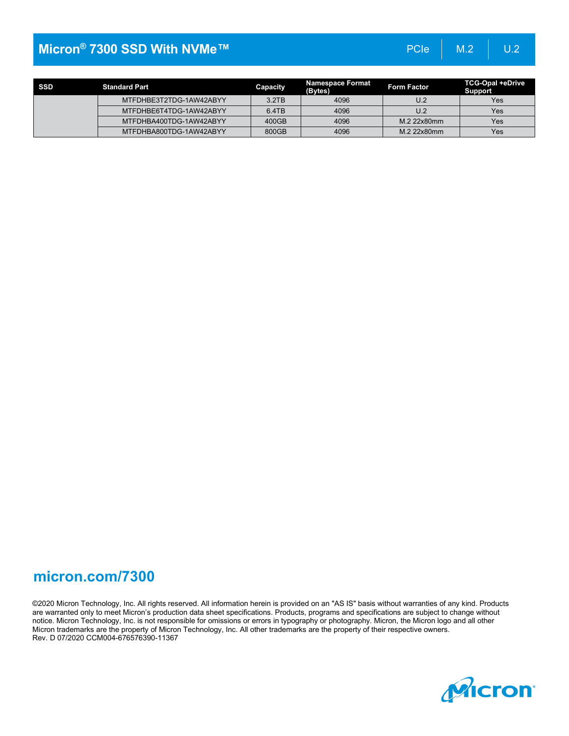| SSD | Standard Part | Capacity | Namespace Format (Bytes) | Form Factor | TCG-Opal +eDrive Support |
|---|---|---|---|---|---|
| | MTFDHBE3T2TDG-1AW42ABYY | 3.2TB | 4096 | U.2 | Yes |
| | MTFDHBE6T4TDG-1AW42ABYY | 6.4TB | 4096 | U.2 | Yes |
| | MTFDHBA400TDG-1AW42ABYY | 400GB | 4096 | M.2 22x80mm | Yes |
| | MTFDHBA800TDG-1AW42ABYY | 800GB | 4096 | M.2 22x80mm | Yes |

## micron.com/7300

©2020 Micron Technology, Inc. All rights reserved. All information herein is provided on an "AS IS" basis without warranties of any kind. Products are warranted only to meet Micron's production data sheet specifications. Products, programs and specifications are subject to change without notice. Micron Technology, Inc. is not responsible for omissions or errors in typography or photography. Micron, the Micron logo and all other Micron trademarks are the property of Micron Technology, Inc. All other trademarks are the property of their respective owners.
Rev. D 07/2020 CCM004-676576390-11367